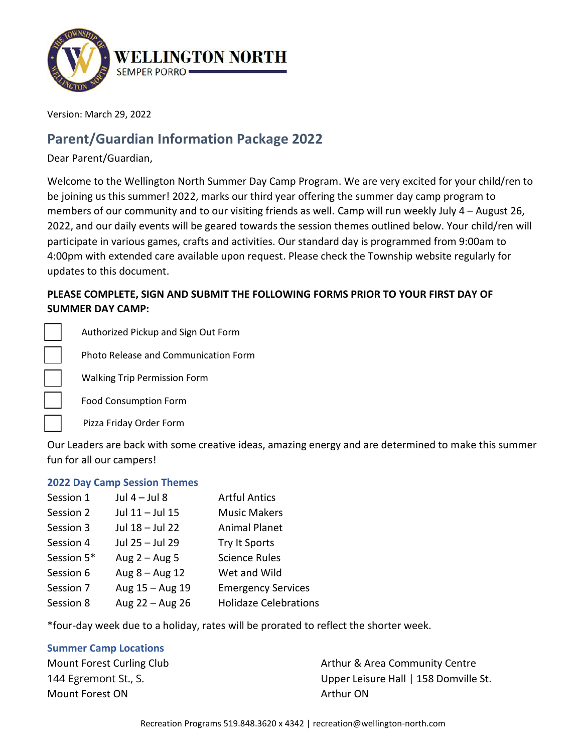WELLINGTON NORTH
SEMPER PORRO

Version: March 29, 2022

## Parent/Guardian Information Package 2022

Dear Parent/Guardian,

Welcome to the Wellington North Summer Day Camp Program. We are very excited for your child/ren to be joining us this summer! 2022, marks our third year offering the summer day camp program to members of our community and to our visiting friends as well. Camp will run weekly July 4 – August 26, 2022, and our daily events will be geared towards the session themes outlined below. Your child/ren will participate in various games, crafts and activities. Our standard day is programmed from 9:00am to 4:00pm with extended care available upon request. Please check the Township website regularly for updates to this document.

**PLEASE COMPLETE, SIGN AND SUBMIT THE FOLLOWING FORMS PRIOR TO YOUR FIRST DAY OF SUMMER DAY CAMP:**

- [ ] Authorized Pickup and Sign Out Form
- [ ] Photo Release and Communication Form
- [ ] Walking Trip Permission Form
- [ ] Food Consumption Form
- [ ] Pizza Friday Order Form

Our Leaders are back with some creative ideas, amazing energy and are determined to make this summer fun for all our campers!

### 2022 Day Camp Session Themes

| | | |
|---|---|---|
| Session 1 | Jul 4 – Jul 8 | Artful Antics |
| Session 2 | Jul 11 – Jul 15 | Music Makers |
| Session 3 | Jul 18 – Jul 22 | Animal Planet |
| Session 4 | Jul 25 – Jul 29 | Try It Sports |
| Session 5* | Aug 2 – Aug 5 | Science Rules |
| Session 6 | Aug 8 – Aug 12 | Wet and Wild |
| Session 7 | Aug 15 – Aug 19 | Emergency Services |
| Session 8 | Aug 22 – Aug 26 | Holidaze Celebrations |

*four-day week due to a holiday, rates will be prorated to reflect the shorter week.

### Summer Camp Locations

Mount Forest Curling Club
144 Egremont St., S.
Mount Forest ON

Arthur & Area Community Centre
Upper Leisure Hall | 158 Domville St.
Arthur ON

Recreation Programs 519.848.3620 x 4342 | recreation@wellington-north.com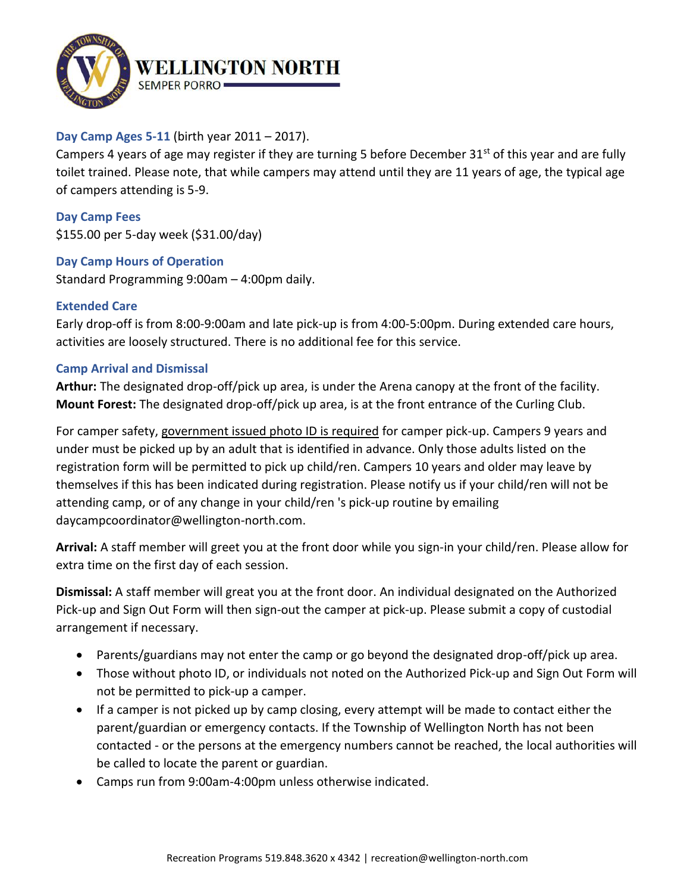**Day Camp Ages 5-11** (birth year 2011 – 2017).

Campers 4 years of age may register if they are turning 5 before December 31st of this year and are fully toilet trained. Please note, that while campers may attend until they are 11 years of age, the typical age of campers attending is 5-9.

**Day Camp Fees**

$155.00 per 5-day week ($31.00/day)

**Day Camp Hours of Operation**

Standard Programming 9:00am – 4:00pm daily.

**Extended Care**

Early drop-off is from 8:00-9:00am and late pick-up is from 4:00-5:00pm. During extended care hours, activities are loosely structured. There is no additional fee for this service.

**Camp Arrival and Dismissal**

**Arthur:** The designated drop-off/pick up area, is under the Arena canopy at the front of the facility.
**Mount Forest:** The designated drop-off/pick up area, is at the front entrance of the Curling Club.

For camper safety, government issued photo ID is required for camper pick-up. Campers 9 years and under must be picked up by an adult that is identified in advance. Only those adults listed on the registration form will be permitted to pick up child/ren. Campers 10 years and older may leave by themselves if this has been indicated during registration. Please notify us if your child/ren will not be attending camp, or of any change in your child/ren 's pick-up routine by emailing daycampcoordinator@wellington-north.com.

**Arrival:** A staff member will greet you at the front door while you sign-in your child/ren. Please allow for extra time on the first day of each session.

**Dismissal:** A staff member will great you at the front door. An individual designated on the Authorized Pick-up and Sign Out Form will then sign-out the camper at pick-up. Please submit a copy of custodial arrangement if necessary.

- Parents/guardians may not enter the camp or go beyond the designated drop-off/pick up area.
- Those without photo ID, or individuals not noted on the Authorized Pick-up and Sign Out Form will not be permitted to pick-up a camper.
- If a camper is not picked up by camp closing, every attempt will be made to contact either the parent/guardian or emergency contacts. If the Township of Wellington North has not been contacted - or the persons at the emergency numbers cannot be reached, the local authorities will be called to locate the parent or guardian.
- Camps run from 9:00am-4:00pm unless otherwise indicated.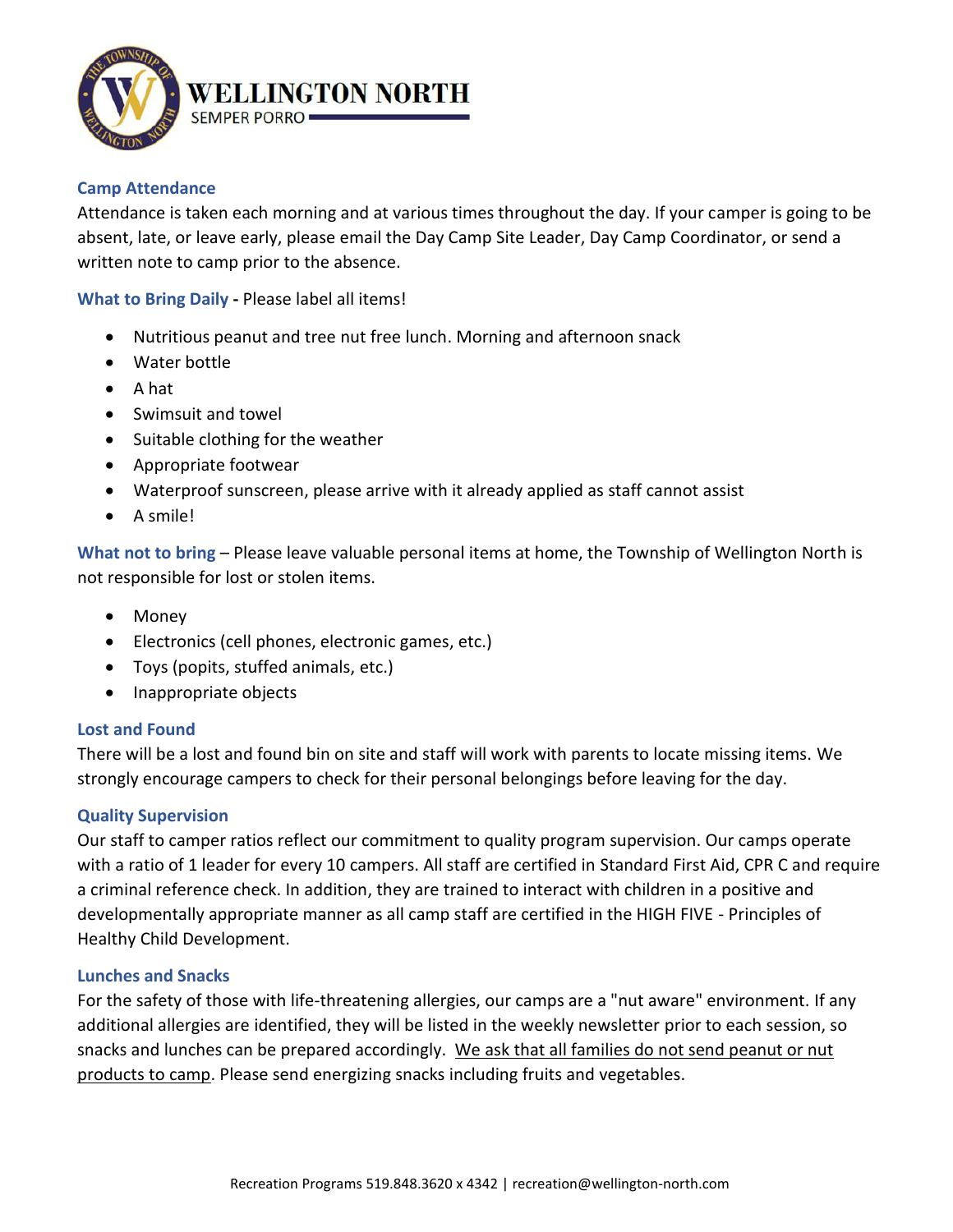### Camp Attendance

Attendance is taken each morning and at various times throughout the day. If your camper is going to be absent, late, or leave early, please email the Day Camp Site Leader, Day Camp Coordinator, or send a written note to camp prior to the absence.

**What to Bring Daily -** Please label all items!

- Nutritious peanut and tree nut free lunch. Morning and afternoon snack
- Water bottle
- A hat
- Swimsuit and towel
- Suitable clothing for the weather
- Appropriate footwear
- Waterproof sunscreen, please arrive with it already applied as staff cannot assist
- A smile!

**What not to bring** – Please leave valuable personal items at home, the Township of Wellington North is not responsible for lost or stolen items.

- Money
- Electronics (cell phones, electronic games, etc.)
- Toys (popits, stuffed animals, etc.)
- Inappropriate objects

### Lost and Found

There will be a lost and found bin on site and staff will work with parents to locate missing items. We strongly encourage campers to check for their personal belongings before leaving for the day.

### Quality Supervision

Our staff to camper ratios reflect our commitment to quality program supervision. Our camps operate with a ratio of 1 leader for every 10 campers. All staff are certified in Standard First Aid, CPR C and require a criminal reference check. In addition, they are trained to interact with children in a positive and developmentally appropriate manner as all camp staff are certified in the HIGH FIVE - Principles of Healthy Child Development.

### Lunches and Snacks

For the safety of those with life-threatening allergies, our camps are a "nut aware" environment. If any additional allergies are identified, they will be listed in the weekly newsletter prior to each session, so snacks and lunches can be prepared accordingly. <u>We ask that all families do not send peanut or nut products to camp</u>. Please send energizing snacks including fruits and vegetables.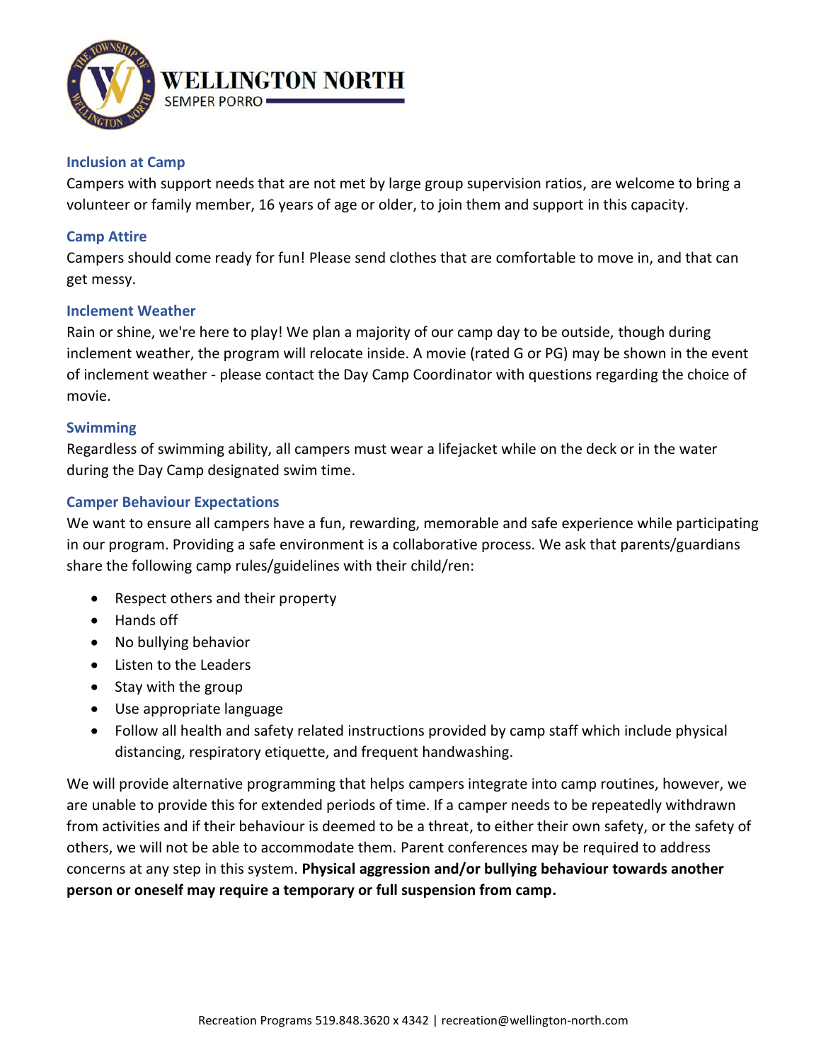### Inclusion at Camp

Campers with support needs that are not met by large group supervision ratios, are welcome to bring a volunteer or family member, 16 years of age or older, to join them and support in this capacity.

### Camp Attire

Campers should come ready for fun! Please send clothes that are comfortable to move in, and that can get messy.

### Inclement Weather

Rain or shine, we're here to play! We plan a majority of our camp day to be outside, though during inclement weather, the program will relocate inside. A movie (rated G or PG) may be shown in the event of inclement weather - please contact the Day Camp Coordinator with questions regarding the choice of movie.

### Swimming

Regardless of swimming ability, all campers must wear a lifejacket while on the deck or in the water during the Day Camp designated swim time.

### Camper Behaviour Expectations

We want to ensure all campers have a fun, rewarding, memorable and safe experience while participating in our program. Providing a safe environment is a collaborative process. We ask that parents/guardians share the following camp rules/guidelines with their child/ren:

- Respect others and their property
- Hands off
- No bullying behavior
- Listen to the Leaders
- Stay with the group
- Use appropriate language
- Follow all health and safety related instructions provided by camp staff which include physical distancing, respiratory etiquette, and frequent handwashing.

We will provide alternative programming that helps campers integrate into camp routines, however, we are unable to provide this for extended periods of time. If a camper needs to be repeatedly withdrawn from activities and if their behaviour is deemed to be a threat, to either their own safety, or the safety of others, we will not be able to accommodate them. Parent conferences may be required to address concerns at any step in this system. **Physical aggression and/or bullying behaviour towards another person or oneself may require a temporary or full suspension from camp.**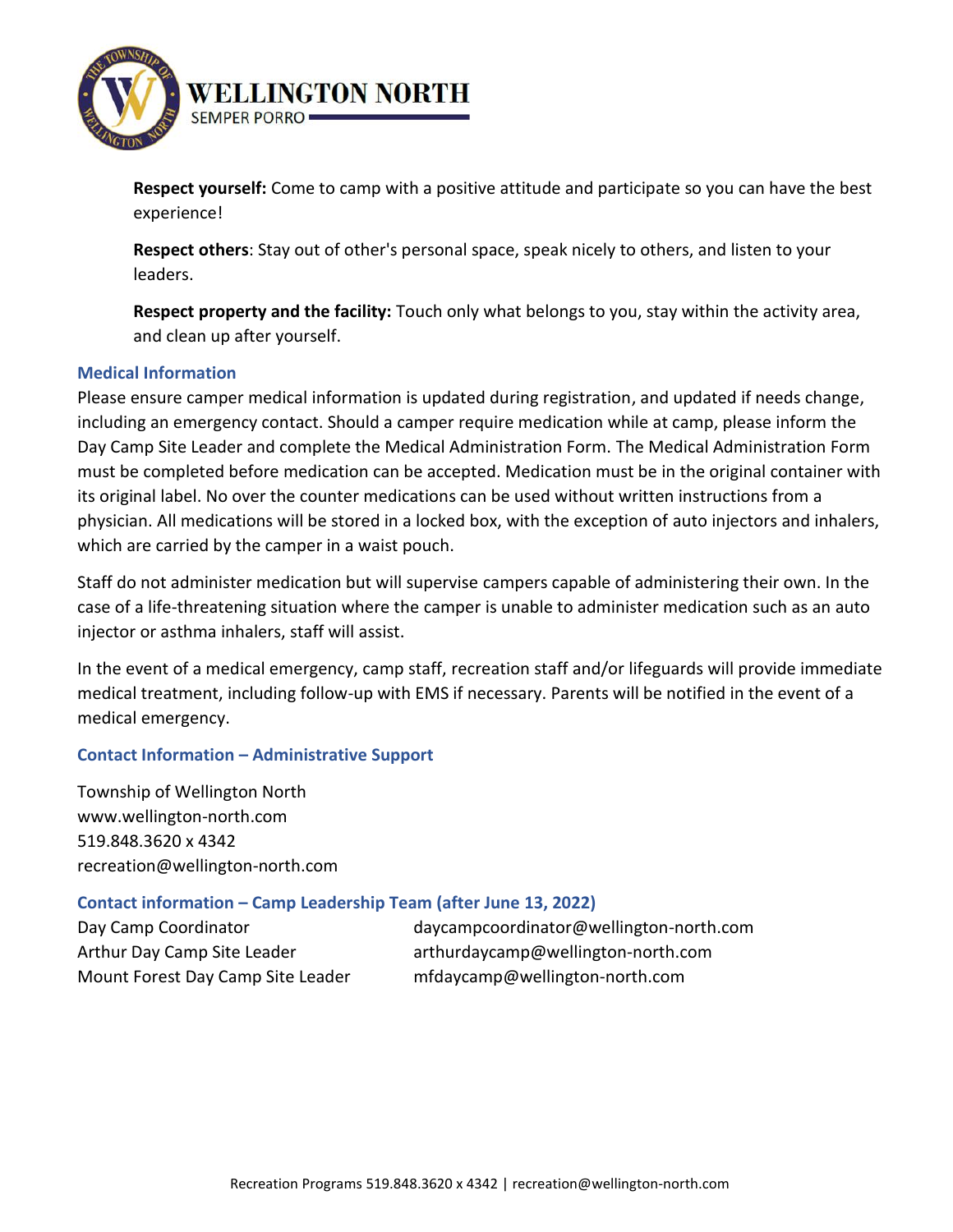**Respect yourself:** Come to camp with a positive attitude and participate so you can have the best experience!

**Respect others**: Stay out of other's personal space, speak nicely to others, and listen to your leaders.

**Respect property and the facility:** Touch only what belongs to you, stay within the activity area, and clean up after yourself.

### Medical Information

Please ensure camper medical information is updated during registration, and updated if needs change, including an emergency contact. Should a camper require medication while at camp, please inform the Day Camp Site Leader and complete the Medical Administration Form. The Medical Administration Form must be completed before medication can be accepted. Medication must be in the original container with its original label. No over the counter medications can be used without written instructions from a physician. All medications will be stored in a locked box, with the exception of auto injectors and inhalers, which are carried by the camper in a waist pouch.

Staff do not administer medication but will supervise campers capable of administering their own. In the case of a life-threatening situation where the camper is unable to administer medication such as an auto injector or asthma inhalers, staff will assist.

In the event of a medical emergency, camp staff, recreation staff and/or lifeguards will provide immediate medical treatment, including follow-up with EMS if necessary. Parents will be notified in the event of a medical emergency.

### Contact Information – Administrative Support

Township of Wellington North
www.wellington-north.com
519.848.3620 x 4342
recreation@wellington-north.com

### Contact information – Camp Leadership Team (after June 13, 2022)

| | |
|---|---|
| Day Camp Coordinator | daycampcoordinator@wellington-north.com |
| Arthur Day Camp Site Leader | arthurdaycamp@wellington-north.com |
| Mount Forest Day Camp Site Leader | mfdaycamp@wellington-north.com |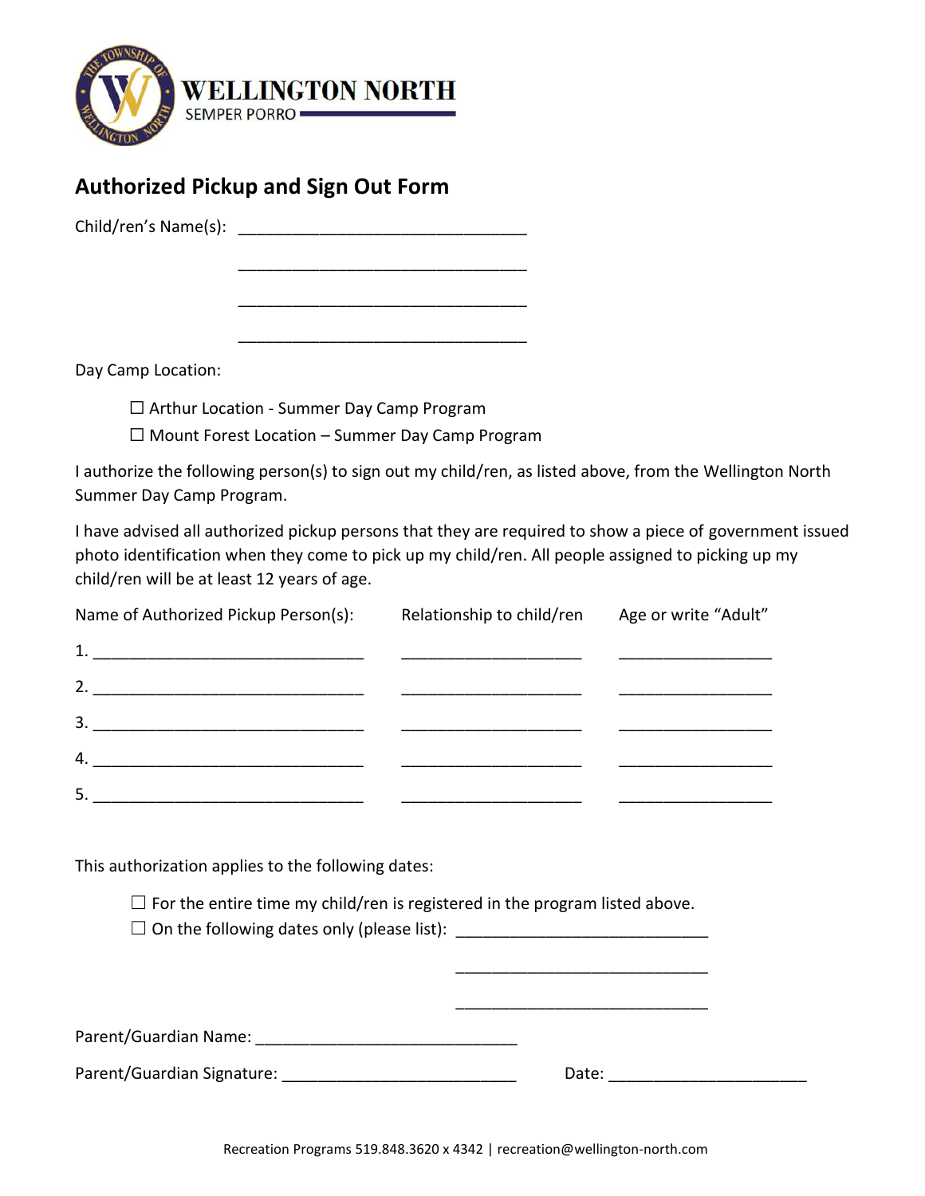WELLINGTON NORTH

SEMPER PORRO

## Authorized Pickup and Sign Out Form

Child/ren's Name(s): ________________________________

________________________________

________________________________

________________________________

Day Camp Location:

☐ Arthur Location - Summer Day Camp Program

☐ Mount Forest Location – Summer Day Camp Program

I authorize the following person(s) to sign out my child/ren, as listed above, from the Wellington North Summer Day Camp Program.

I have advised all authorized pickup persons that they are required to show a piece of government issued photo identification when they come to pick up my child/ren. All people assigned to picking up my child/ren will be at least 12 years of age.

| Name of Authorized Pickup Person(s): | Relationship to child/ren | Age or write "Adult" |
|---|---|---|
| 1. ______________________________ | ____________________ | ________________ |
| 2. ______________________________ | ____________________ | ________________ |
| 3. ______________________________ | ____________________ | ________________ |
| 4. ______________________________ | ____________________ | ________________ |
| 5. ______________________________ | ____________________ | ________________ |

This authorization applies to the following dates:

☐ For the entire time my child/ren is registered in the program listed above.

☐ On the following dates only (please list): ____________________________

____________________________

____________________________

Parent/Guardian Name: ____________________________

Parent/Guardian Signature: __________________________ Date: ______________________

Recreation Programs 519.848.3620 x 4342 | recreation@wellington-north.com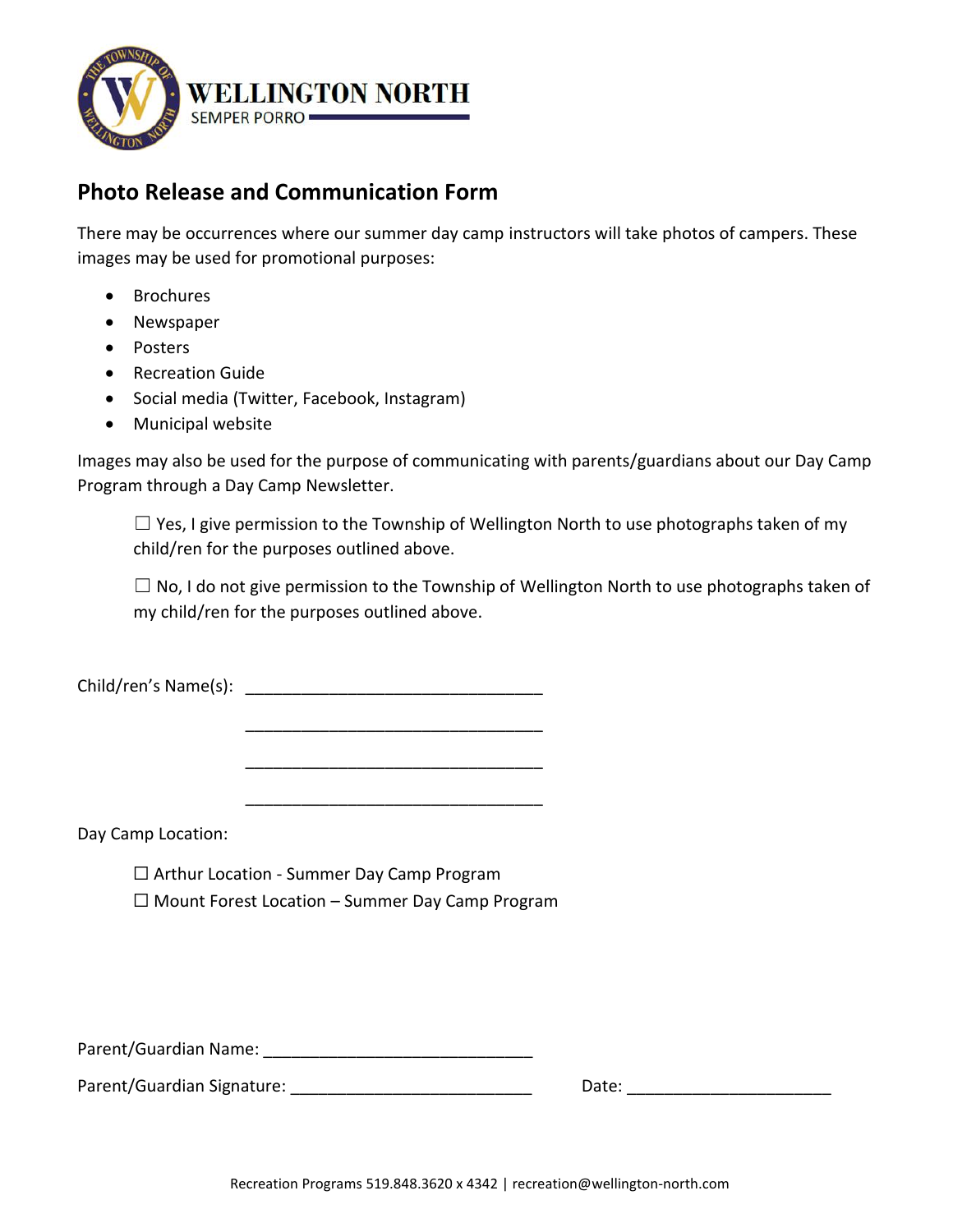WELLINGTON NORTH
SEMPER PORRO

## Photo Release and Communication Form

There may be occurrences where our summer day camp instructors will take photos of campers. These images may be used for promotional purposes:

- Brochures
- Newspaper
- Posters
- Recreation Guide
- Social media (Twitter, Facebook, Instagram)
- Municipal website

Images may also be used for the purpose of communicating with parents/guardians about our Day Camp Program through a Day Camp Newsletter.

☐ Yes, I give permission to the Township of Wellington North to use photographs taken of my child/ren for the purposes outlined above.

☐ No, I do not give permission to the Township of Wellington North to use photographs taken of my child/ren for the purposes outlined above.

Child/ren's Name(s): ________________________________

________________________________

________________________________

________________________________

Day Camp Location:

☐ Arthur Location - Summer Day Camp Program

☐ Mount Forest Location – Summer Day Camp Program

Parent/Guardian Name: ____________________________

Parent/Guardian Signature: _________________________ Date: ______________________

Recreation Programs 519.848.3620 x 4342 | recreation@wellington-north.com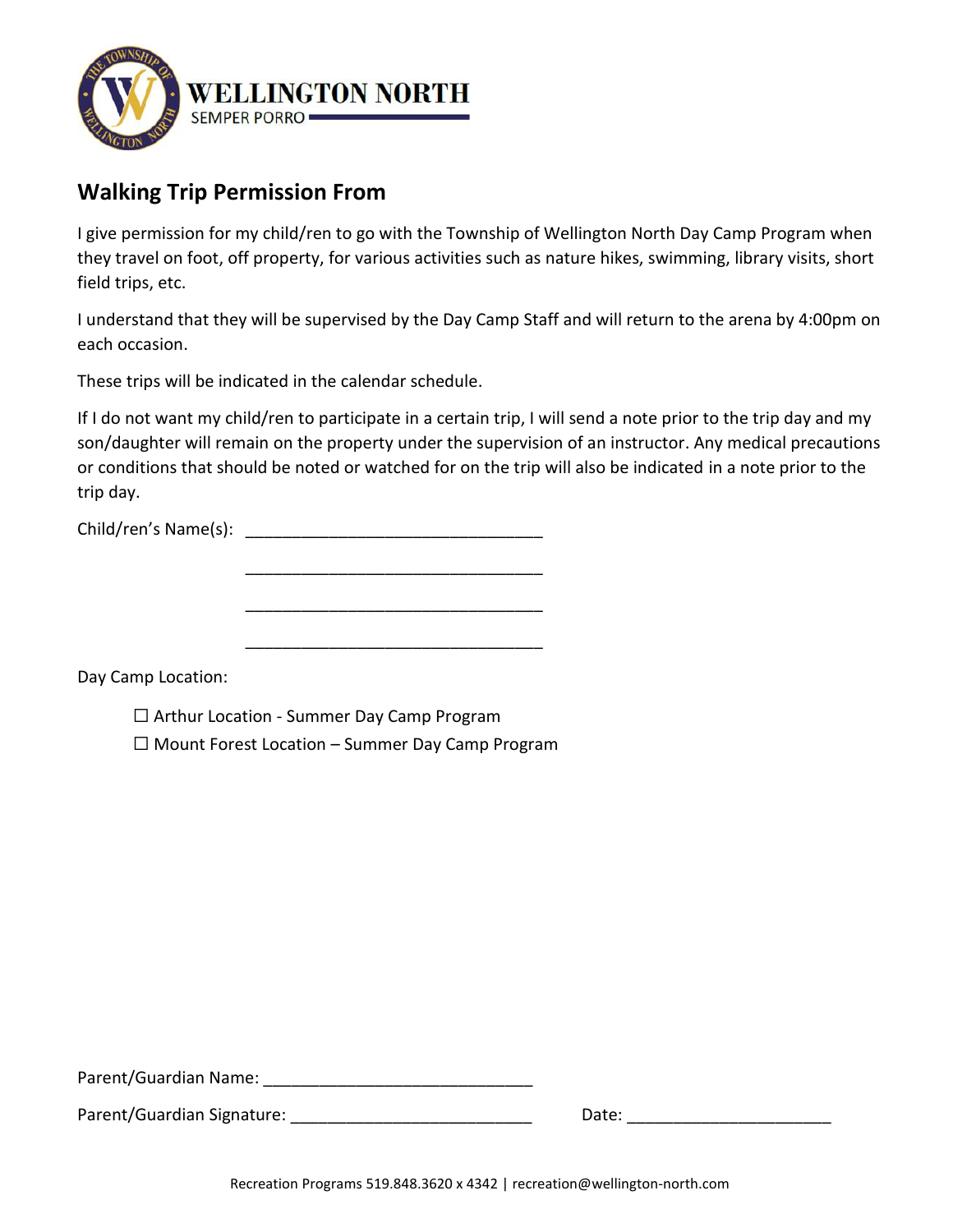WELLINGTON NORTH
SEMPER PORRO

## Walking Trip Permission From

I give permission for my child/ren to go with the Township of Wellington North Day Camp Program when they travel on foot, off property, for various activities such as nature hikes, swimming, library visits, short field trips, etc.

I understand that they will be supervised by the Day Camp Staff and will return to the arena by 4:00pm on each occasion.

These trips will be indicated in the calendar schedule.

If I do not want my child/ren to participate in a certain trip, I will send a note prior to the trip day and my son/daughter will remain on the property under the supervision of an instructor. Any medical precautions or conditions that should be noted or watched for on the trip will also be indicated in a note prior to the trip day.

Child/ren's Name(s): ________________________________

________________________________

________________________________

________________________________

Day Camp Location:

- ☐ Arthur Location - Summer Day Camp Program
- ☐ Mount Forest Location – Summer Day Camp Program

Parent/Guardian Name: ____________________________

Parent/Guardian Signature: __________________________ Date: ______________________

Recreation Programs 519.848.3620 x 4342 | recreation@wellington-north.com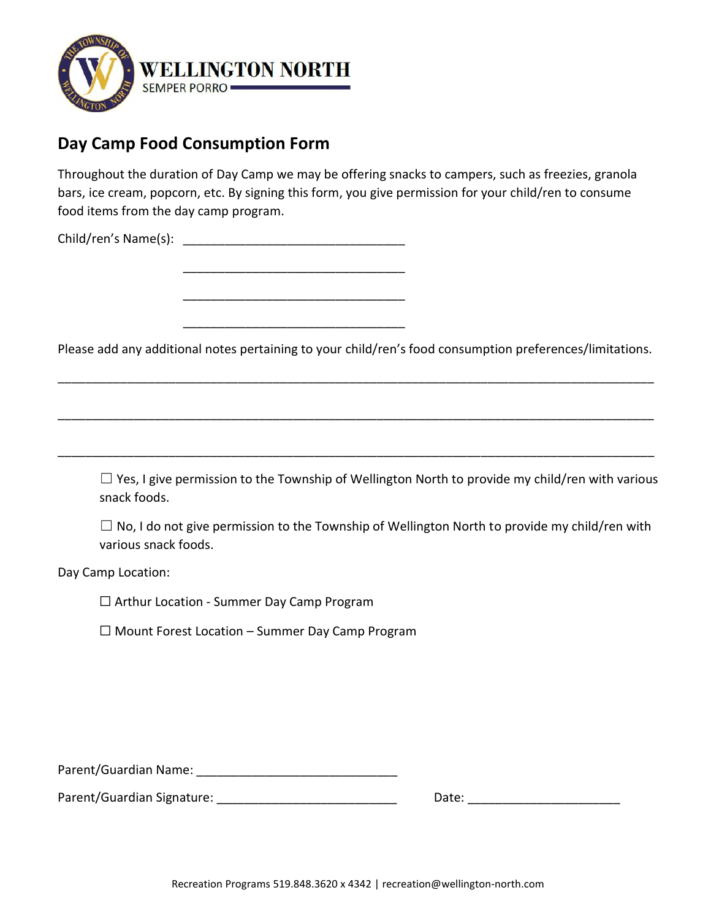WELLINGTON NORTH

SEMPER PORRO

## Day Camp Food Consumption Form

Throughout the duration of Day Camp we may be offering snacks to campers, such as freezies, granola bars, ice cream, popcorn, etc. By signing this form, you give permission for your child/ren to consume food items from the day camp program.

Child/ren's Name(s): ________________________________

________________________________

________________________________

________________________________

Please add any additional notes pertaining to your child/ren's food consumption preferences/limitations.

______________________________________________________________________________

______________________________________________________________________________

______________________________________________________________________________

☐ Yes, I give permission to the Township of Wellington North to provide my child/ren with various snack foods.

☐ No, I do not give permission to the Township of Wellington North to provide my child/ren with various snack foods.

Day Camp Location:

☐ Arthur Location - Summer Day Camp Program

☐ Mount Forest Location – Summer Day Camp Program

Parent/Guardian Name: ____________________________

Parent/Guardian Signature: __________________________ Date: ______________________

Recreation Programs 519.848.3620 x 4342 | recreation@wellington-north.com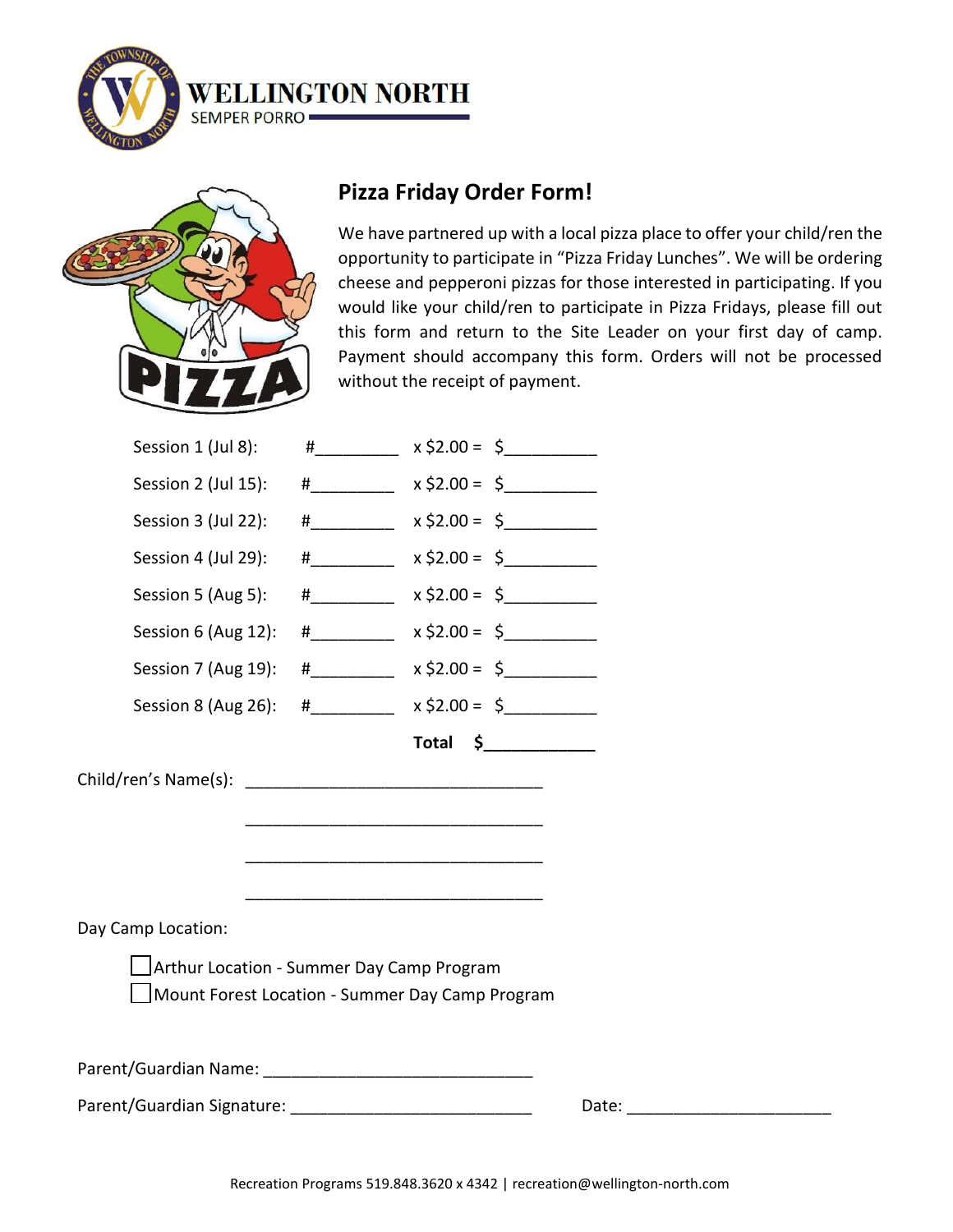WELLINGTON NORTH
SEMPER PORRO

## Pizza Friday Order Form!

We have partnered up with a local pizza place to offer your child/ren the opportunity to participate in "Pizza Friday Lunches". We will be ordering cheese and pepperoni pizzas for those interested in participating. If you would like your child/ren to participate in Pizza Fridays, please fill out this form and return to the Site Leader on your first day of camp. Payment should accompany this form. Orders will not be processed without the receipt of payment.

| | | | |
|---|---|---|---|
| Session 1 (Jul 8): | #_________ | x $2.00 = | $__________ |
| Session 2 (Jul 15): | #_________ | x $2.00 = | $__________ |
| Session 3 (Jul 22): | #_________ | x $2.00 = | $__________ |
| Session 4 (Jul 29): | #_________ | x $2.00 = | $__________ |
| Session 5 (Aug 5): | #_________ | x $2.00 = | $__________ |
| Session 6 (Aug 12): | #_________ | x $2.00 = | $__________ |
| Session 7 (Aug 19): | #_________ | x $2.00 = | $__________ |
| Session 8 (Aug 26): | #_________ | x $2.00 = | $__________ |
| | | **Total** | **$___________** |

Child/ren's Name(s): ________________________________

________________________________

________________________________

________________________________

Day Camp Location:

- ☐ Arthur Location - Summer Day Camp Program
- ☐ Mount Forest Location - Summer Day Camp Program

Parent/Guardian Name: _____________________________

Parent/Guardian Signature: __________________________ Date: ______________________

Recreation Programs 519.848.3620 x 4342 | recreation@wellington-north.com